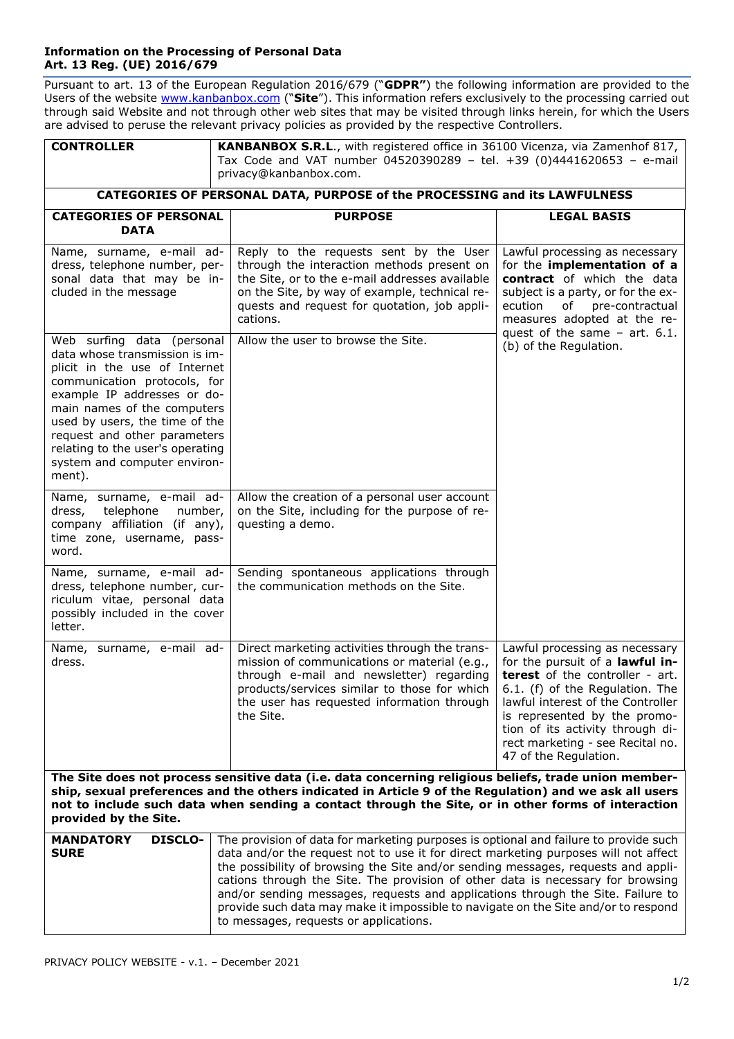**Information on the Processing of Personal Data**
**Art. 13 Reg. (UE) 2016/679**

Pursuant to art. 13 of the European Regulation 2016/679 ("**GDPR"**) the following information are provided to the Users of the website www.kanbanbox.com ("**Site**"). This information refers exclusively to the processing carried out through said Website and not through other web sites that may be visited through links herein, for which the Users are advised to peruse the relevant privacy policies as provided by the respective Controllers.

| **CONTROLLER** | **KANBANBOX S.R.L**., with registered office in 36100 Vicenza, via Zamenhof 817, Tax Code and VAT number 04520390289 – tel. +39 (0)4441620653 – e-mail privacy@kanbanbox.com. |
|---|---|

**CATEGORIES OF PERSONAL DATA, PURPOSE of the PROCESSING and its LAWFULNESS**

| **CATEGORIES OF PERSONAL DATA** | **PURPOSE** | **LEGAL BASIS** |
|---|---|---|
| Name, surname, e-mail address, telephone number, personal data that may be included in the message | Reply to the requests sent by the User through the interaction methods present on the Site, or to the e-mail addresses available on the Site, by way of example, technical requests and request for quotation, job applications. | Lawful processing as necessary for the **implementation of a contract** of which the data subject is a party, or for the execution of pre-contractual measures adopted at the request of the same – art. 6.1. (b) of the Regulation. |
| Web surfing data (personal data whose transmission is implicit in the use of Internet communication protocols, for example IP addresses or domain names of the computers used by users, the time of the request and other parameters relating to the user's operating system and computer environment). | Allow the user to browse the Site. | |
| Name, surname, e-mail address, telephone number, company affiliation (if any), time zone, username, password. | Allow the creation of a personal user account on the Site, including for the purpose of requesting a demo. | |
| Name, surname, e-mail address, telephone number, curriculum vitae, personal data possibly included in the cover letter. | Sending spontaneous applications through the communication methods on the Site. | |
| Name, surname, e-mail address. | Direct marketing activities through the transmission of communications or material (e.g., through e-mail and newsletter) regarding products/services similar to those for which the user has requested information through the Site. | Lawful processing as necessary for the pursuit of a **lawful interest** of the controller - art. 6.1. (f) of the Regulation. The lawful interest of the Controller is represented by the promotion of its activity through direct marketing - see Recital no. 47 of the Regulation. |

**The Site does not process sensitive data (i.e. data concerning religious beliefs, trade union membership, sexual preferences and the others indicated in Article 9 of the Regulation) and we ask all users not to include such data when sending a contact through the Site, or in other forms of interaction provided by the Site.**

| **MANDATORY DISCLOSURE** | The provision of data for marketing purposes is optional and failure to provide such data and/or the request not to use it for direct marketing purposes will not affect the possibility of browsing the Site and/or sending messages, requests and applications through the Site. The provision of other data is necessary for browsing and/or sending messages, requests and applications through the Site. Failure to provide such data may make it impossible to navigate on the Site and/or to respond to messages, requests or applications. |
|---|---|

PRIVACY POLICY WEBSITE - v.1. – December 2021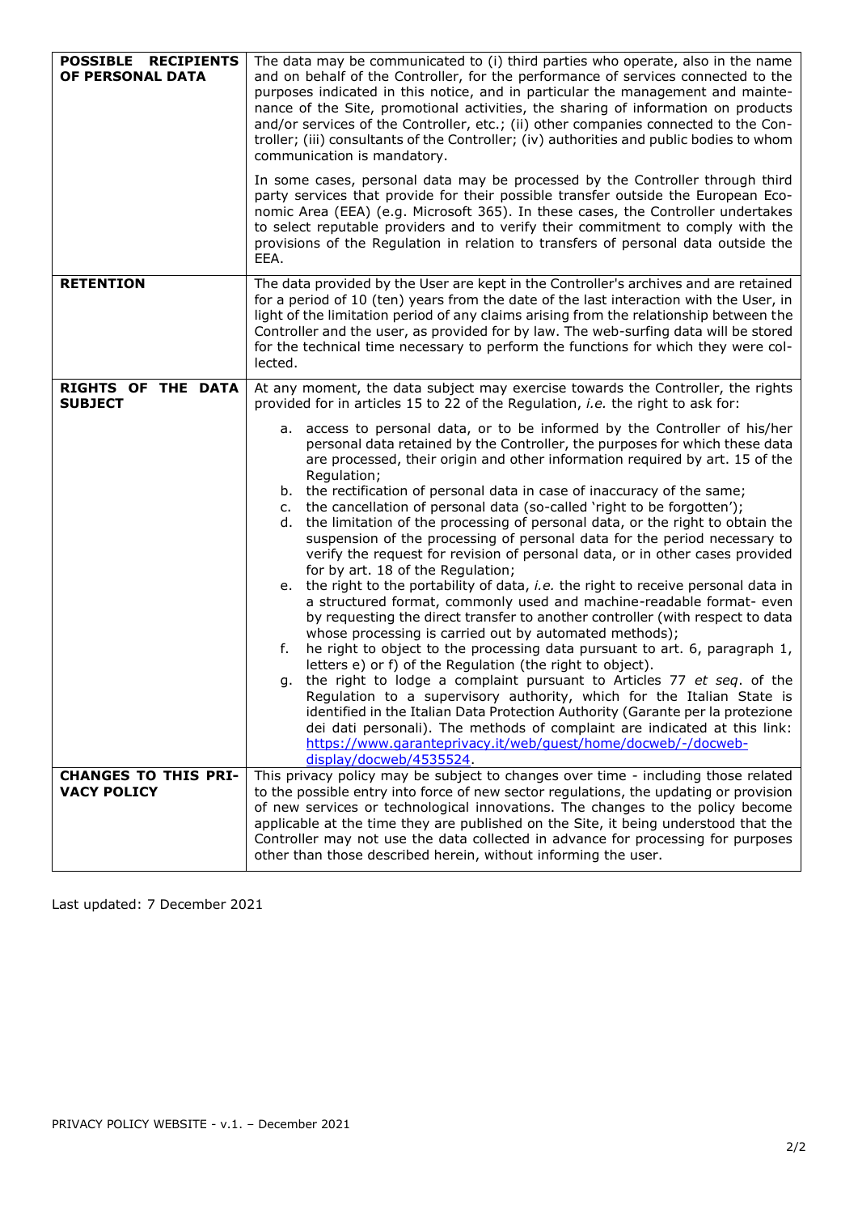| | |
|---|---|
| **POSSIBLE RECIPIENTS OF PERSONAL DATA** | The data may be communicated to (i) third parties who operate, also in the name and on behalf of the Controller, for the performance of services connected to the purposes indicated in this notice, and in particular the management and maintenance of the Site, promotional activities, the sharing of information on products and/or services of the Controller, etc.; (ii) other companies connected to the Controller; (iii) consultants of the Controller; (iv) authorities and public bodies to whom communication is mandatory.<br><br>In some cases, personal data may be processed by the Controller through third party services that provide for their possible transfer outside the European Economic Area (EEA) (e.g. Microsoft 365). In these cases, the Controller undertakes to select reputable providers and to verify their commitment to comply with the provisions of the Regulation in relation to transfers of personal data outside the EEA. |
| **RETENTION** | The data provided by the User are kept in the Controller's archives and are retained for a period of 10 (ten) years from the date of the last interaction with the User, in light of the limitation period of any claims arising from the relationship between the Controller and the user, as provided for by law. The web-surfing data will be stored for the technical time necessary to perform the functions for which they were collected. |
| **RIGHTS OF THE DATA SUBJECT** | At any moment, the data subject may exercise towards the Controller, the rights provided for in articles 15 to 22 of the Regulation, *i.e.* the right to ask for:<br><br>a. access to personal data, or to be informed by the Controller of his/her personal data retained by the Controller, the purposes for which these data are processed, their origin and other information required by art. 15 of the Regulation;<br>b. the rectification of personal data in case of inaccuracy of the same;<br>c. the cancellation of personal data (so-called 'right to be forgotten');<br>d. the limitation of the processing of personal data, or the right to obtain the suspension of the processing of personal data for the period necessary to verify the request for revision of personal data, or in other cases provided for by art. 18 of the Regulation;<br>e. the right to the portability of data, *i.e.* the right to receive personal data in a structured format, commonly used and machine-readable format- even by requesting the direct transfer to another controller (with respect to data whose processing is carried out by automated methods);<br>f. he right to object to the processing data pursuant to art. 6, paragraph 1, letters e) or f) of the Regulation (the right to object).<br>g. the right to lodge a complaint pursuant to Articles 77 *et seq*. of the Regulation to a supervisory authority, which for the Italian State is identified in the Italian Data Protection Authority (Garante per la protezione dei dati personali). The methods of complaint are indicated at this link: https://www.garanteprivacy.it/web/guest/home/docweb/-/docweb-display/docweb/4535524. |
| **CHANGES TO THIS PRIVACY POLICY** | This privacy policy may be subject to changes over time - including those related to the possible entry into force of new sector regulations, the updating or provision of new services or technological innovations. The changes to the policy become applicable at the time they are published on the Site, it being understood that the Controller may not use the data collected in advance for processing for purposes other than those described herein, without informing the user. |

Last updated: 7 December 2021